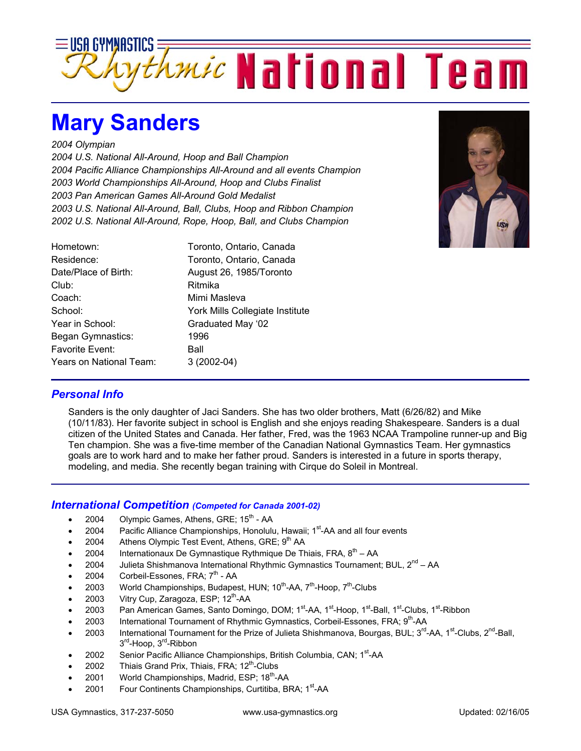# USA Gymnastics Rhythmic National Team

## Mary Sanders

*2004 Olympian*
*2004 U.S. National All-Around, Hoop and Ball Champion*
*2004 Pacific Alliance Championships All-Around and all events Champion*
*2003 World Championships All-Around, Hoop and Clubs Finalist*
*2003 Pan American Games All-Around Gold Medalist*
*2003 U.S. National All-Around, Ball, Clubs, Hoop and Ribbon Champion*
*2002 U.S. National All-Around, Rope, Hoop, Ball, and Clubs Champion*

| | |
|---|---|
| Hometown: | Toronto, Ontario, Canada |
| Residence: | Toronto, Ontario, Canada |
| Date/Place of Birth: | August 26, 1985/Toronto |
| Club: | Ritmika |
| Coach: | Mimi Masleva |
| School: | York Mills Collegiate Institute |
| Year in School: | Graduated May '02 |
| Began Gymnastics: | 1996 |
| Favorite Event: | Ball |
| Years on National Team: | 3 (2002-04) |

### *Personal Info*

Sanders is the only daughter of Jaci Sanders. She has two older brothers, Matt (6/26/82) and Mike (10/11/83). Her favorite subject in school is English and she enjoys reading Shakespeare. Sanders is a dual citizen of the United States and Canada. Her father, Fred, was the 1963 NCAA Trampoline runner-up and Big Ten champion. She was a five-time member of the Canadian National Gymnastics Team. Her gymnastics goals are to work hard and to make her father proud. Sanders is interested in a future in sports therapy, modeling, and media. She recently began training with Cirque do Soleil in Montreal.

### *International Competition* *(Competed for Canada 2001-02)*

- 2004 Olympic Games, Athens, GRE; 15th - AA
- 2004 Pacific Alliance Championships, Honolulu, Hawaii; 1st-AA and all four events
- 2004 Athens Olympic Test Event, Athens, GRE; 9th AA
- 2004 Internationaux De Gymnastique Rythmique De Thiais, FRA, 8th – AA
- 2004 Julieta Shishmanova International Rhythmic Gymnastics Tournament; BUL, 2nd – AA
- 2004 Corbeil-Essones, FRA; 7th - AA
- 2003 World Championships, Budapest, HUN; 10th-AA, 7th-Hoop, 7th-Clubs
- 2003 Vitry Cup, Zaragoza, ESP; 12th-AA
- 2003 Pan American Games, Santo Domingo, DOM; 1st-AA, 1st-Hoop, 1st-Ball, 1st-Clubs, 1st-Ribbon
- 2003 International Tournament of Rhythmic Gymnastics, Corbeil-Essones, FRA; 9th-AA
- 2003 International Tournament for the Prize of Julieta Shishmanova, Bourgas, BUL; 3rd-AA, 1st-Clubs, 2nd-Ball, 3rd-Hoop, 3rd-Ribbon
- 2002 Senior Pacific Alliance Championships, British Columbia, CAN; 1st-AA
- 2002 Thiais Grand Prix, Thiais, FRA; 12th-Clubs
- 2001 World Championships, Madrid, ESP; 18th-AA
- 2001 Four Continents Championships, Curtitiba, BRA; 1st-AA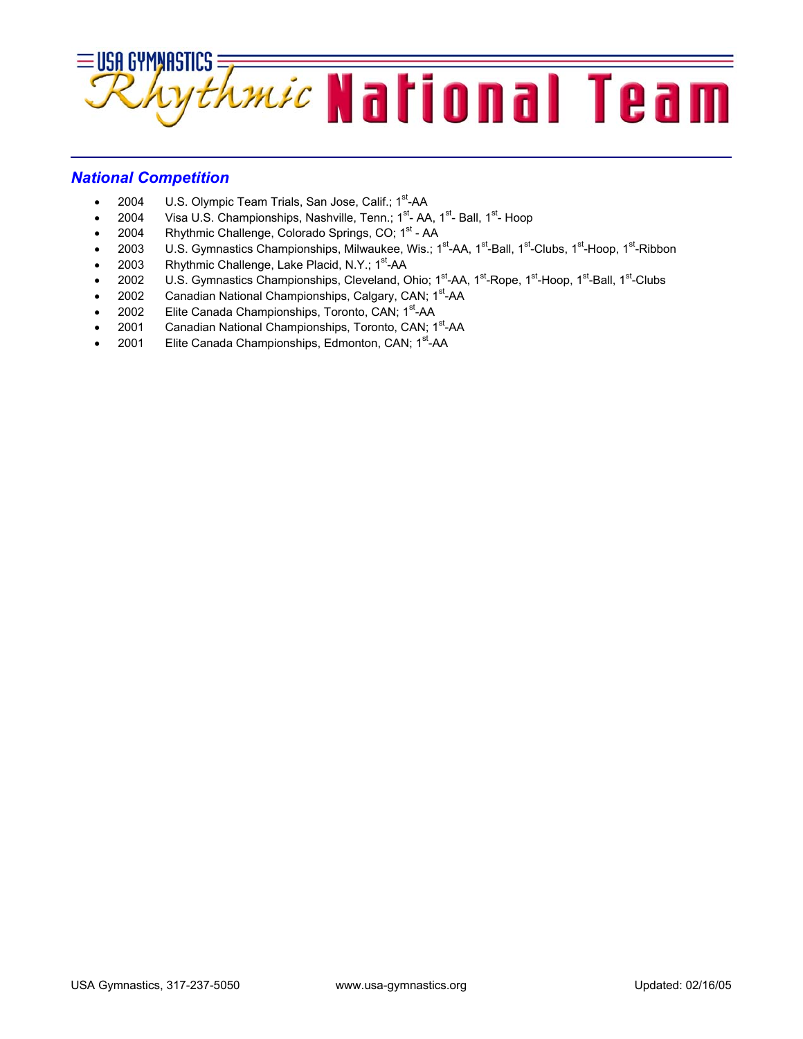## National Competition

- 2004 U.S. Olympic Team Trials, San Jose, Calif.; 1st-AA
- 2004 Visa U.S. Championships, Nashville, Tenn.; 1st- AA, 1st- Ball, 1st- Hoop
- 2004 Rhythmic Challenge, Colorado Springs, CO; 1st - AA
- 2003 U.S. Gymnastics Championships, Milwaukee, Wis.; 1st-AA, 1st-Ball, 1st-Clubs, 1st-Hoop, 1st-Ribbon
- 2003 Rhythmic Challenge, Lake Placid, N.Y.; 1st-AA
- 2002 U.S. Gymnastics Championships, Cleveland, Ohio; 1st-AA, 1st-Rope, 1st-Hoop, 1st-Ball, 1st-Clubs
- 2002 Canadian National Championships, Calgary, CAN; 1st-AA
- 2002 Elite Canada Championships, Toronto, CAN; 1st-AA
- 2001 Canadian National Championships, Toronto, CAN; 1st-AA
- 2001 Elite Canada Championships, Edmonton, CAN; 1st-AA